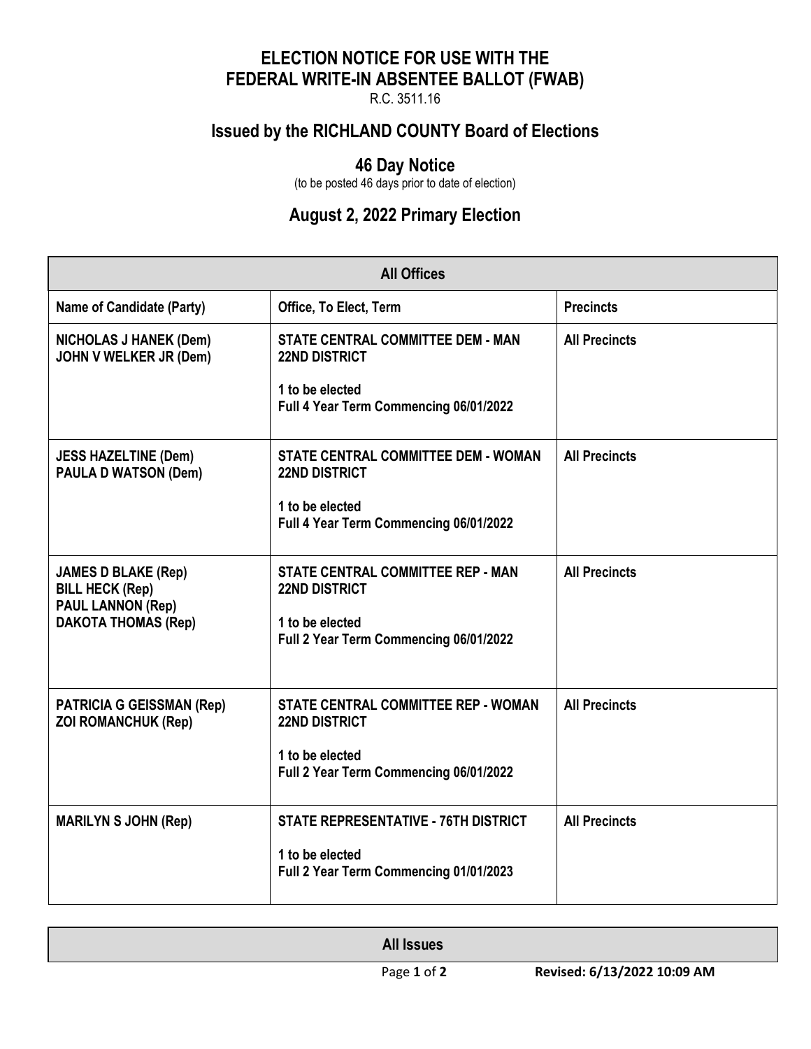# ELECTION NOTICE FOR USE WITH THE FEDERAL WRITE-IN ABSENTEE BALLOT (FWAB)

R.C. 3511.16

## Issued by the RICHLAND COUNTY Board of Elections

## 46 Day Notice

(to be posted 46 days prior to date of election)

## August 2, 2022 Primary Election

| All Offices | | |
|---|---|---|
| **Name of Candidate (Party)** | **Office, To Elect, Term** | **Precincts** |
| **NICHOLAS J HANEK (Dem)**<br>**JOHN V WELKER JR (Dem)** | **STATE CENTRAL COMMITTEE DEM - MAN 22ND DISTRICT**<br><br>**1 to be elected**<br>**Full 4 Year Term Commencing 06/01/2022** | **All Precincts** |
| **JESS HAZELTINE (Dem)**<br>**PAULA D WATSON (Dem)** | **STATE CENTRAL COMMITTEE DEM - WOMAN 22ND DISTRICT**<br><br>**1 to be elected**<br>**Full 4 Year Term Commencing 06/01/2022** | **All Precincts** |
| **JAMES D BLAKE (Rep)**<br>**BILL HECK (Rep)**<br>**PAUL LANNON (Rep)**<br>**DAKOTA THOMAS (Rep)** | **STATE CENTRAL COMMITTEE REP - MAN 22ND DISTRICT**<br><br>**1 to be elected**<br>**Full 2 Year Term Commencing 06/01/2022** | **All Precincts** |
| **PATRICIA G GEISSMAN (Rep)**<br>**ZOI ROMANCHUK (Rep)** | **STATE CENTRAL COMMITTEE REP - WOMAN 22ND DISTRICT**<br><br>**1 to be elected**<br>**Full 2 Year Term Commencing 06/01/2022** | **All Precincts** |
| **MARILYN S JOHN (Rep)** | **STATE REPRESENTATIVE - 76TH DISTRICT**<br><br>**1 to be elected**<br>**Full 2 Year Term Commencing 01/01/2023** | **All Precincts** |

| All Issues |
|---|

Revised: 6/13/2022 10:09 AM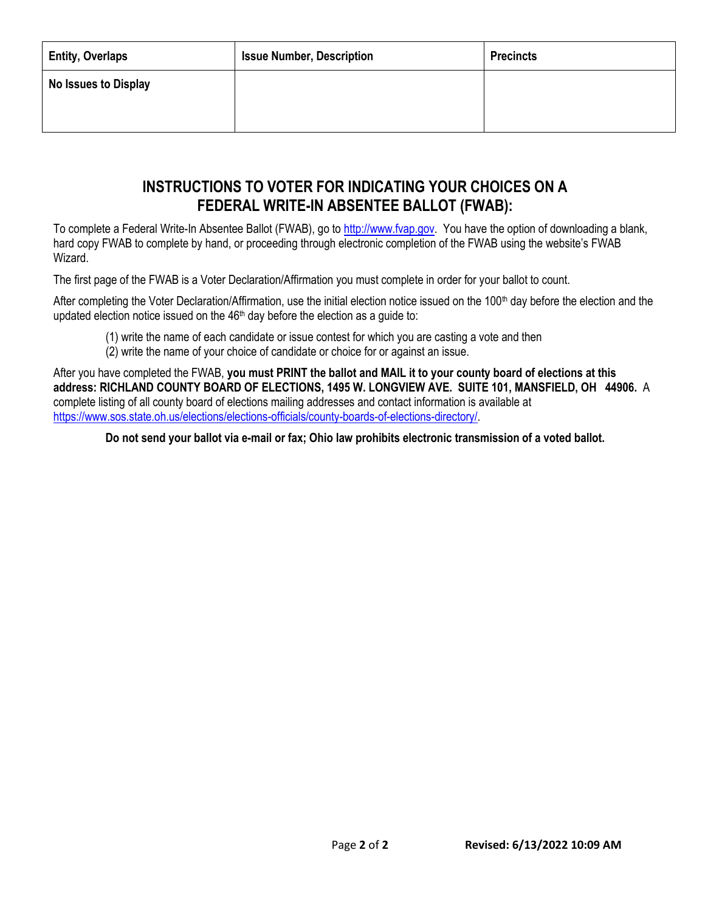| Entity, Overlaps | Issue Number, Description | Precincts |
| --- | --- | --- |
| No Issues to Display | | |

## INSTRUCTIONS TO VOTER FOR INDICATING YOUR CHOICES ON A FEDERAL WRITE-IN ABSENTEE BALLOT (FWAB):

To complete a Federal Write-In Absentee Ballot (FWAB), go to http://www.fvap.gov. You have the option of downloading a blank, hard copy FWAB to complete by hand, or proceeding through electronic completion of the FWAB using the website's FWAB Wizard.

The first page of the FWAB is a Voter Declaration/Affirmation you must complete in order for your ballot to count.

After completing the Voter Declaration/Affirmation, use the initial election notice issued on the 100th day before the election and the updated election notice issued on the 46th day before the election as a guide to:

(1) write the name of each candidate or issue contest for which you are casting a vote and then
(2) write the name of your choice of candidate or choice for or against an issue.

After you have completed the FWAB, **you must PRINT the ballot and MAIL it to your county board of elections at this address: RICHLAND COUNTY BOARD OF ELECTIONS, 1495 W. LONGVIEW AVE. SUITE 101, MANSFIELD, OH 44906.** A complete listing of all county board of elections mailing addresses and contact information is available at https://www.sos.state.oh.us/elections/elections-officials/county-boards-of-elections-directory/.

**Do not send your ballot via e-mail or fax; Ohio law prohibits electronic transmission of a voted ballot.**

**Revised: 6/13/2022 10:09 AM**